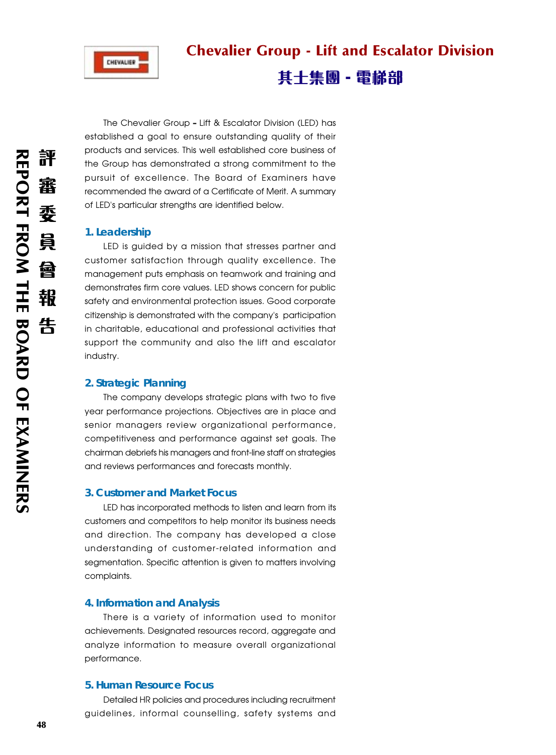# Chevalier Group - Lift and Escalator Division

# 其士集團 - 電梯部

The Chevalier Group – Lift & Escalator Division (LED) has established a goal to ensure outstanding quality of their products and services. This well established core business of the Group has demonstrated a strong commitment to the pursuit of excellence. The Board of Examiners have recommended the award of a Certificate of Merit. A summary of LED's particular strengths are identified below.

## 1. Leadership

LED is guided by a mission that stresses partner and customer satisfaction through quality excellence. The management puts emphasis on teamwork and training and demonstrates firm core values. LED shows concern for public safety and environmental protection issues. Good corporate citizenship is demonstrated with the company's participation in charitable, educational and professional activities that support the community and also the lift and escalator industry.

## 2. Strategic Planning

The company develops strategic plans with two to five year performance projections. Objectives are in place and senior managers review organizational performance, competitiveness and performance against set goals. The chairman debriefs his managers and front-line staff on strategies and reviews performances and forecasts monthly.

## 3. Customer and Market Focus

LED has incorporated methods to listen and learn from its customers and competitors to help monitor its business needs and direction. The company has developed a close understanding of customer-related information and segmentation. Specific attention is given to matters involving complaints.

## 4. Information and Analysis

There is a variety of information used to monitor achievements. Designated resources record, aggregate and analyze information to measure overall organizational performance.

## 5. Human Resource Focus

Detailed HR policies and procedures including recruitment guidelines, informal counselling, safety systems and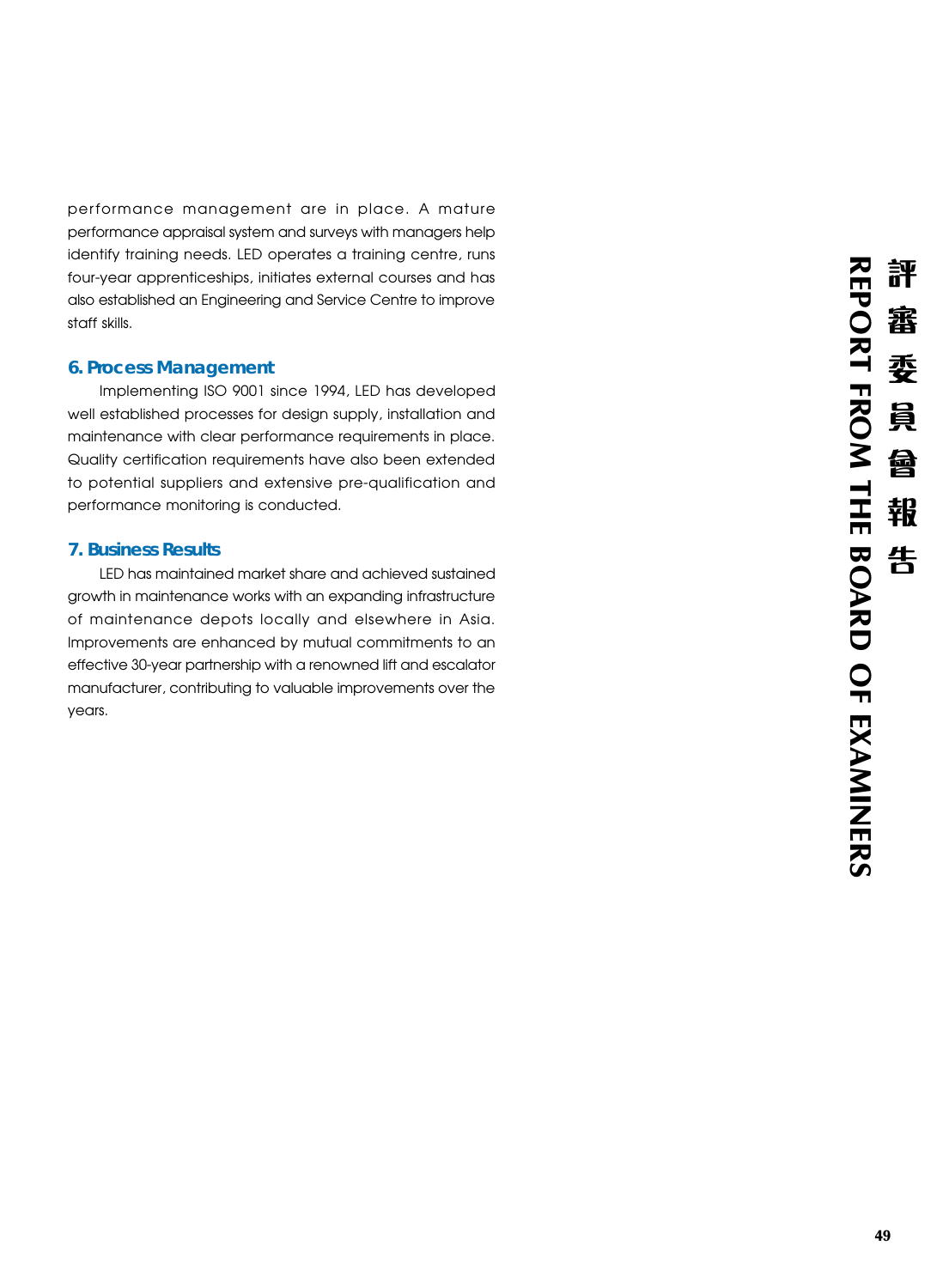performance management are in place. A mature performance appraisal system and surveys with managers help identify training needs. LED operates a training centre, runs four-year apprenticeships, initiates external courses and has also established an Engineering and Service Centre to improve staff skills.

### 6. Process Management

Implementing ISO 9001 since 1994, LED has developed well established processes for design supply, installation and maintenance with clear performance requirements in place. Quality certification requirements have also been extended to potential suppliers and extensive pre-qualification and performance monitoring is conducted.

### 7. Business Results

LED has maintained market share and achieved sustained growth in maintenance works with an expanding infrastructure of maintenance depots locally and elsewhere in Asia. Improvements are enhanced by mutual commitments to an effective 30-year partnership with a renowned lift and escalator manufacturer, contributing to valuable improvements over the years.